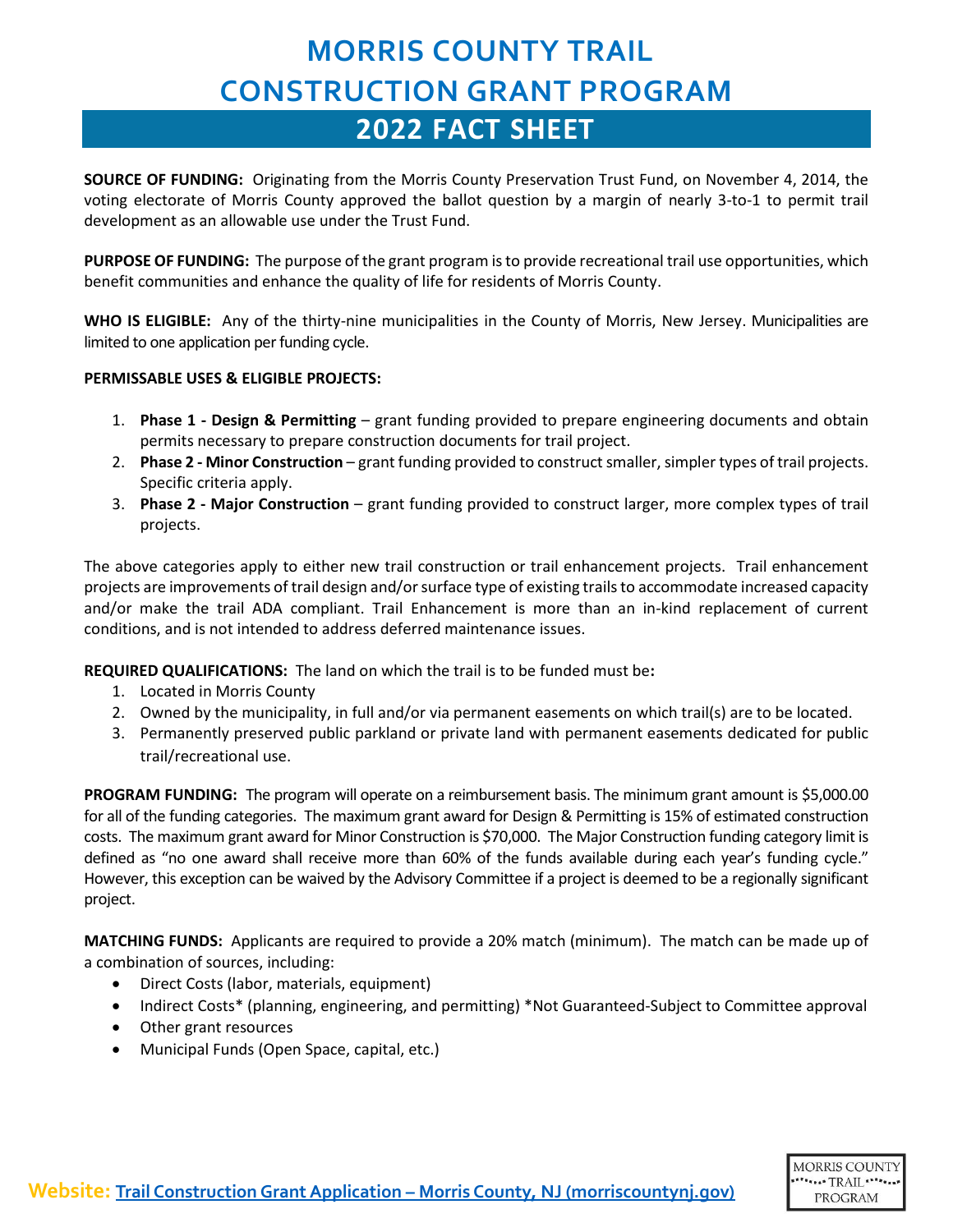# MORRIS COUNTY TRAIL CONSTRUCTION GRANT PROGRAM

## 2022 FACT SHEET

**SOURCE OF FUNDING:** Originating from the Morris County Preservation Trust Fund, on November 4, 2014, the voting electorate of Morris County approved the ballot question by a margin of nearly 3-to-1 to permit trail development as an allowable use under the Trust Fund.

**PURPOSE OF FUNDING:** The purpose of the grant program is to provide recreational trail use opportunities, which benefit communities and enhance the quality of life for residents of Morris County.

**WHO IS ELIGIBLE:** Any of the thirty-nine municipalities in the County of Morris, New Jersey. Municipalities are limited to one application per funding cycle.

**PERMISSABLE USES & ELIGIBLE PROJECTS:**

1. **Phase 1 - Design & Permitting** – grant funding provided to prepare engineering documents and obtain permits necessary to prepare construction documents for trail project.
2. **Phase 2 - Minor Construction** – grant funding provided to construct smaller, simpler types of trail projects. Specific criteria apply.
3. **Phase 2 - Major Construction** – grant funding provided to construct larger, more complex types of trail projects.

The above categories apply to either new trail construction or trail enhancement projects. Trail enhancement projects are improvements of trail design and/or surface type of existing trails to accommodate increased capacity and/or make the trail ADA compliant. Trail Enhancement is more than an in-kind replacement of current conditions, and is not intended to address deferred maintenance issues.

**REQUIRED QUALIFICATIONS:** The land on which the trail is to be funded must be**:**

1. Located in Morris County
2. Owned by the municipality, in full and/or via permanent easements on which trail(s) are to be located.
3. Permanently preserved public parkland or private land with permanent easements dedicated for public trail/recreational use.

**PROGRAM FUNDING:** The program will operate on a reimbursement basis. The minimum grant amount is $5,000.00 for all of the funding categories. The maximum grant award for Design & Permitting is 15% of estimated construction costs. The maximum grant award for Minor Construction is $70,000. The Major Construction funding category limit is defined as "no one award shall receive more than 60% of the funds available during each year's funding cycle." However, this exception can be waived by the Advisory Committee if a project is deemed to be a regionally significant project.

**MATCHING FUNDS:** Applicants are required to provide a 20% match (minimum). The match can be made up of a combination of sources, including:

- Direct Costs (labor, materials, equipment)
- Indirect Costs* (planning, engineering, and permitting) *Not Guaranteed-Subject to Committee approval
- Other grant resources
- Municipal Funds (Open Space, capital, etc.)

**Website:** Trail Construction Grant Application – Morris County, NJ (morriscountynj.gov)

MORRIS COUNTY TRAIL PROGRAM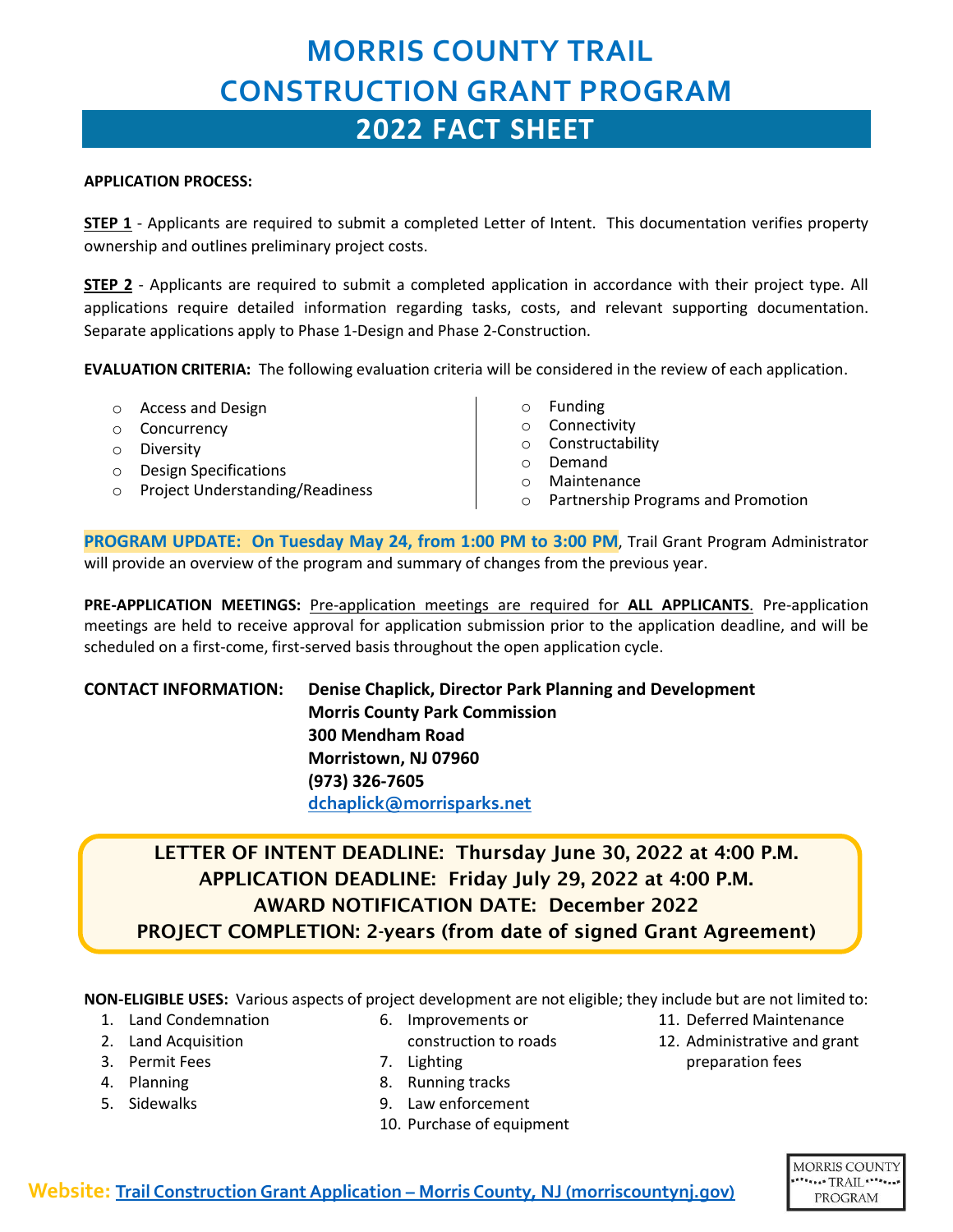# MORRIS COUNTY TRAIL CONSTRUCTION GRANT PROGRAM

## 2022 FACT SHEET

**APPLICATION PROCESS:**

**STEP 1** - Applicants are required to submit a completed Letter of Intent. This documentation verifies property ownership and outlines preliminary project costs.

**STEP 2** - Applicants are required to submit a completed application in accordance with their project type. All applications require detailed information regarding tasks, costs, and relevant supporting documentation. Separate applications apply to Phase 1-Design and Phase 2-Construction.

**EVALUATION CRITERIA:** The following evaluation criteria will be considered in the review of each application.

- Access and Design
- Concurrency
- Diversity
- Design Specifications
- Project Understanding/Readiness
- Funding
- Connectivity
- Constructability
- Demand
- Maintenance
- Partnership Programs and Promotion

**PROGRAM UPDATE: On Tuesday May 24, from 1:00 PM to 3:00 PM**, Trail Grant Program Administrator will provide an overview of the program and summary of changes from the previous year.

**PRE-APPLICATION MEETINGS:** Pre-application meetings are required for **ALL APPLICANTS**. Pre-application meetings are held to receive approval for application submission prior to the application deadline, and will be scheduled on a first-come, first-served basis throughout the open application cycle.

**CONTACT INFORMATION:**
**Denise Chaplick, Director Park Planning and Development**
**Morris County Park Commission**
**300 Mendham Road**
**Morristown, NJ 07960**
**(973) 326-7605**
**dchaplick@morrisparks.net**

**LETTER OF INTENT DEADLINE: Thursday June 30, 2022 at 4:00 P.M.**
**APPLICATION DEADLINE: Friday July 29, 2022 at 4:00 P.M.**
**AWARD NOTIFICATION DATE: December 2022**
**PROJECT COMPLETION: 2-years (from date of signed Grant Agreement)**

**NON-ELIGIBLE USES:** Various aspects of project development are not eligible; they include but are not limited to:

1. Land Condemnation
2. Land Acquisition
3. Permit Fees
4. Planning
5. Sidewalks
6. Improvements or construction to roads
7. Lighting
8. Running tracks
9. Law enforcement
10. Purchase of equipment
11. Deferred Maintenance
12. Administrative and grant preparation fees

**Website:** Trail Construction Grant Application – Morris County, NJ (morriscountynj.gov)

MORRIS COUNTY TRAIL PROGRAM